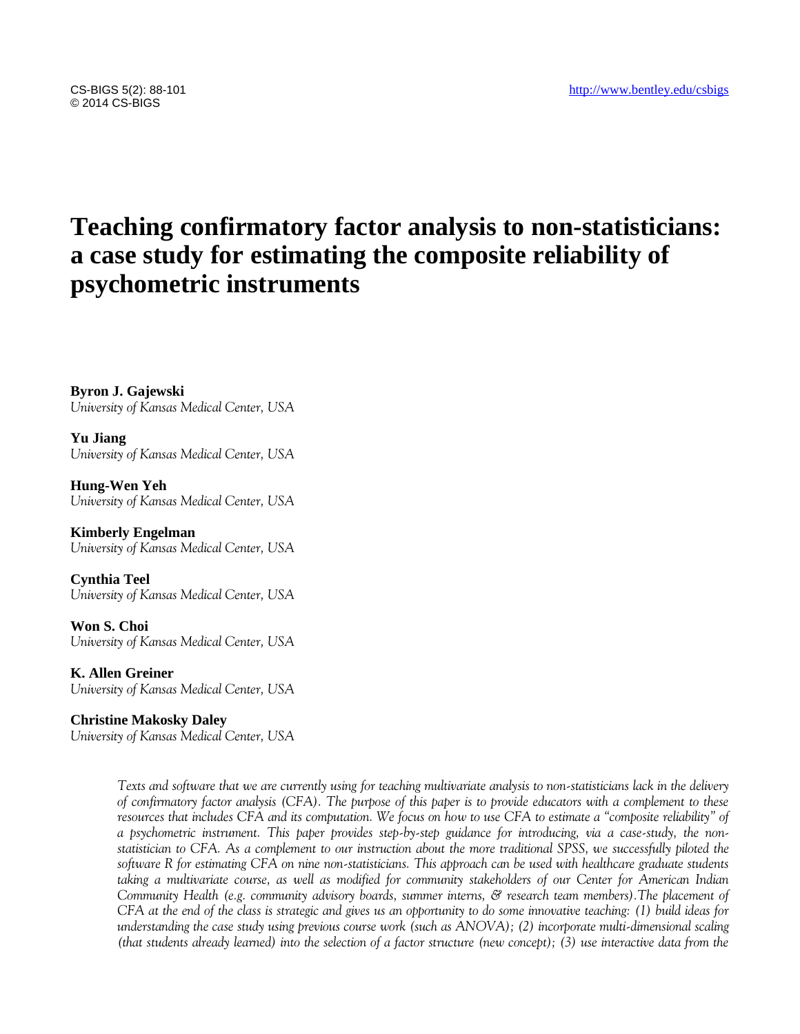# Teaching confirmatory factor analysis to non-statisticians: a case study for estimating the composite reliability of psychometric instruments

**Byron J. Gajewski**
*University of Kansas Medical Center, USA*

**Yu Jiang**
*University of Kansas Medical Center, USA*

**Hung-Wen Yeh**
*University of Kansas Medical Center, USA*

**Kimberly Engelman**
*University of Kansas Medical Center, USA*

**Cynthia Teel**
*University of Kansas Medical Center, USA*

**Won S. Choi**
*University of Kansas Medical Center, USA*

**K. Allen Greiner**
*University of Kansas Medical Center, USA*

**Christine Makosky Daley**
*University of Kansas Medical Center, USA*

*Texts and software that we are currently using for teaching multivariate analysis to non-statisticians lack in the delivery of confirmatory factor analysis (CFA). The purpose of this paper is to provide educators with a complement to these resources that includes CFA and its computation. We focus on how to use CFA to estimate a "composite reliability" of a psychometric instrument. This paper provides step-by-step guidance for introducing, via a case-study, the non-statistician to CFA. As a complement to our instruction about the more traditional SPSS, we successfully piloted the software R for estimating CFA on nine non-statisticians. This approach can be used with healthcare graduate students taking a multivariate course, as well as modified for community stakeholders of our Center for American Indian Community Health (e.g. community advisory boards, summer interns, & research team members).The placement of CFA at the end of the class is strategic and gives us an opportunity to do some innovative teaching: (1) build ideas for understanding the case study using previous course work (such as ANOVA); (2) incorporate multi-dimensional scaling (that students already learned) into the selection of a factor structure (new concept); (3) use interactive data from the*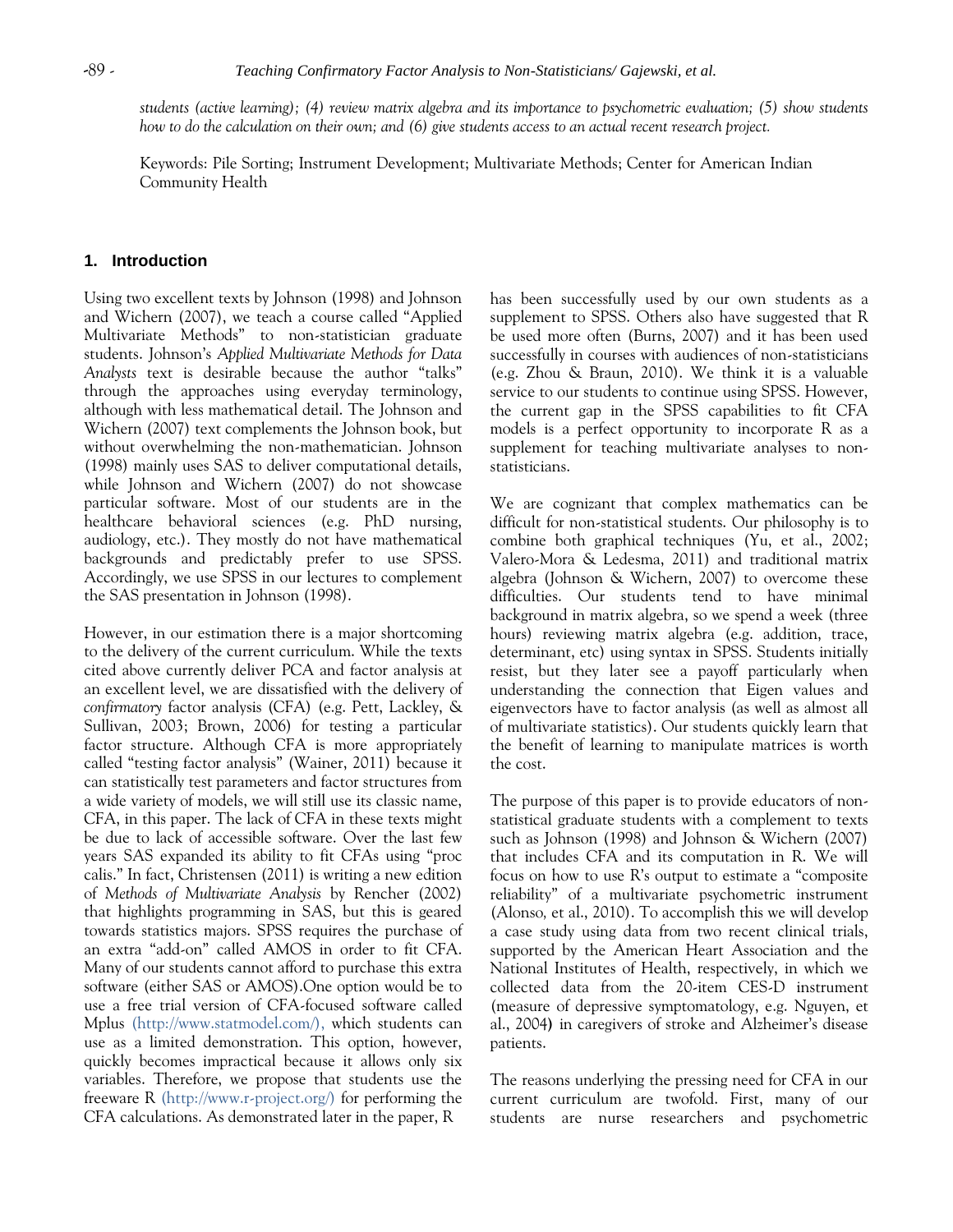*students (active learning); (4) review matrix algebra and its importance to psychometric evaluation; (5) show students how to do the calculation on their own; and (6) give students access to an actual recent research project.*

Keywords: Pile Sorting; Instrument Development; Multivariate Methods; Center for American Indian Community Health

## 1. Introduction

Using two excellent texts by Johnson (1998) and Johnson and Wichern (2007), we teach a course called "Applied Multivariate Methods" to non-statistician graduate students. Johnson's *Applied Multivariate Methods for Data Analysts* text is desirable because the author "talks" through the approaches using everyday terminology, although with less mathematical detail. The Johnson and Wichern (2007) text complements the Johnson book, but without overwhelming the non-mathematician. Johnson (1998) mainly uses SAS to deliver computational details, while Johnson and Wichern (2007) do not showcase particular software. Most of our students are in the healthcare behavioral sciences (e.g. PhD nursing, audiology, etc.). They mostly do not have mathematical backgrounds and predictably prefer to use SPSS. Accordingly, we use SPSS in our lectures to complement the SAS presentation in Johnson (1998).

However, in our estimation there is a major shortcoming to the delivery of the current curriculum. While the texts cited above currently deliver PCA and factor analysis at an excellent level, we are dissatisfied with the delivery of *confirmatory* factor analysis (CFA) (e.g. Pett, Lackley, & Sullivan, 2003; Brown, 2006) for testing a particular factor structure. Although CFA is more appropriately called "testing factor analysis" (Wainer, 2011) because it can statistically test parameters and factor structures from a wide variety of models, we will still use its classic name, CFA, in this paper. The lack of CFA in these texts might be due to lack of accessible software. Over the last few years SAS expanded its ability to fit CFAs using "proc calis." In fact, Christensen (2011) is writing a new edition of *Methods of Multivariate Analysis* by Rencher (2002) that highlights programming in SAS, but this is geared towards statistics majors. SPSS requires the purchase of an extra "add-on" called AMOS in order to fit CFA. Many of our students cannot afford to purchase this extra software (either SAS or AMOS).One option would be to use a free trial version of CFA-focused software called Mplus (http://www.statmodel.com/), which students can use as a limited demonstration. This option, however, quickly becomes impractical because it allows only six variables. Therefore, we propose that students use the freeware R (http://www.r-project.org/) for performing the CFA calculations. As demonstrated later in the paper, R has been successfully used by our own students as a supplement to SPSS. Others also have suggested that R be used more often (Burns, 2007) and it has been used successfully in courses with audiences of non-statisticians (e.g. Zhou & Braun, 2010). We think it is a valuable service to our students to continue using SPSS. However, the current gap in the SPSS capabilities to fit CFA models is a perfect opportunity to incorporate R as a supplement for teaching multivariate analyses to non-statisticians.

We are cognizant that complex mathematics can be difficult for non-statistical students. Our philosophy is to combine both graphical techniques (Yu, et al., 2002; Valero-Mora & Ledesma, 2011) and traditional matrix algebra (Johnson & Wichern, 2007) to overcome these difficulties. Our students tend to have minimal background in matrix algebra, so we spend a week (three hours) reviewing matrix algebra (e.g. addition, trace, determinant, etc) using syntax in SPSS. Students initially resist, but they later see a payoff particularly when understanding the connection that Eigen values and eigenvectors have to factor analysis (as well as almost all of multivariate statistics). Our students quickly learn that the benefit of learning to manipulate matrices is worth the cost.

The purpose of this paper is to provide educators of non-statistical graduate students with a complement to texts such as Johnson (1998) and Johnson & Wichern (2007) that includes CFA and its computation in R. We will focus on how to use R's output to estimate a "composite reliability" of a multivariate psychometric instrument (Alonso, et al., 2010). To accomplish this we will develop a case study using data from two recent clinical trials, supported by the American Heart Association and the National Institutes of Health, respectively, in which we collected data from the 20-item CES-D instrument (measure of depressive symptomatology, e.g. Nguyen, et al., 2004) in caregivers of stroke and Alzheimer's disease patients.

The reasons underlying the pressing need for CFA in our current curriculum are twofold. First, many of our students are nurse researchers and psychometric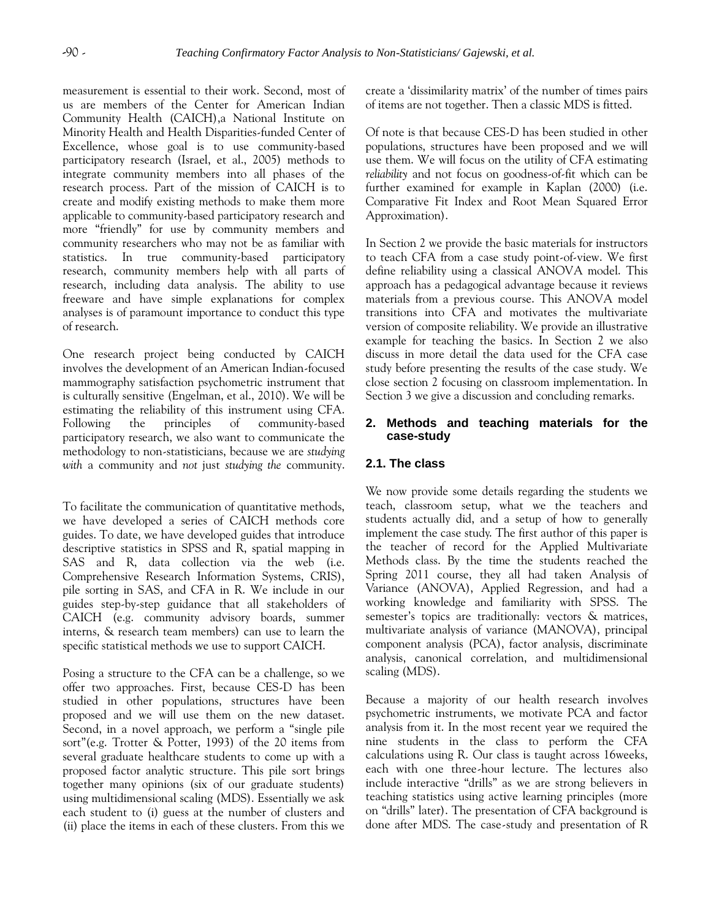measurement is essential to their work. Second, most of us are members of the Center for American Indian Community Health (CAICH),a National Institute on Minority Health and Health Disparities-funded Center of Excellence, whose goal is to use community-based participatory research (Israel, et al., 2005) methods to integrate community members into all phases of the research process. Part of the mission of CAICH is to create and modify existing methods to make them more applicable to community-based participatory research and more "friendly" for use by community members and community researchers who may not be as familiar with statistics. In true community-based participatory research, community members help with all parts of research, including data analysis. The ability to use freeware and have simple explanations for complex analyses is of paramount importance to conduct this type of research.

One research project being conducted by CAICH involves the development of an American Indian-focused mammography satisfaction psychometric instrument that is culturally sensitive (Engelman, et al., 2010). We will be estimating the reliability of this instrument using CFA. Following the principles of community-based participatory research, we also want to communicate the methodology to non-statisticians, because we are *studying with* a community and *not* just *studying the* community.

To facilitate the communication of quantitative methods, we have developed a series of CAICH methods core guides. To date, we have developed guides that introduce descriptive statistics in SPSS and R, spatial mapping in SAS and R, data collection via the web (i.e. Comprehensive Research Information Systems, CRIS), pile sorting in SAS, and CFA in R. We include in our guides step-by-step guidance that all stakeholders of CAICH (e.g. community advisory boards, summer interns, & research team members) can use to learn the specific statistical methods we use to support CAICH.

Posing a structure to the CFA can be a challenge, so we offer two approaches. First, because CES-D has been studied in other populations, structures have been proposed and we will use them on the new dataset. Second, in a novel approach, we perform a "single pile sort"(e.g. Trotter & Potter, 1993) of the 20 items from several graduate healthcare students to come up with a proposed factor analytic structure. This pile sort brings together many opinions (six of our graduate students) using multidimensional scaling (MDS). Essentially we ask each student to (i) guess at the number of clusters and (ii) place the items in each of these clusters. From this we create a 'dissimilarity matrix' of the number of times pairs of items are not together. Then a classic MDS is fitted.

Of note is that because CES-D has been studied in other populations, structures have been proposed and we will use them. We will focus on the utility of CFA estimating *reliability* and not focus on goodness-of-fit which can be further examined for example in Kaplan (2000) (i.e. Comparative Fit Index and Root Mean Squared Error Approximation).

In Section 2 we provide the basic materials for instructors to teach CFA from a case study point-of-view. We first define reliability using a classical ANOVA model. This approach has a pedagogical advantage because it reviews materials from a previous course. This ANOVA model transitions into CFA and motivates the multivariate version of composite reliability. We provide an illustrative example for teaching the basics. In Section 2 we also discuss in more detail the data used for the CFA case study before presenting the results of the case study. We close section 2 focusing on classroom implementation. In Section 3 we give a discussion and concluding remarks.

## 2. Methods and teaching materials for the case-study

### 2.1. The class

We now provide some details regarding the students we teach, classroom setup, what we the teachers and students actually did, and a setup of how to generally implement the case study. The first author of this paper is the teacher of record for the Applied Multivariate Methods class. By the time the students reached the Spring 2011 course, they all had taken Analysis of Variance (ANOVA), Applied Regression, and had a working knowledge and familiarity with SPSS. The semester's topics are traditionally: vectors & matrices, multivariate analysis of variance (MANOVA), principal component analysis (PCA), factor analysis, discriminate analysis, canonical correlation, and multidimensional scaling (MDS).

Because a majority of our health research involves psychometric instruments, we motivate PCA and factor analysis from it. In the most recent year we required the nine students in the class to perform the CFA calculations using R. Our class is taught across 16weeks, each with one three-hour lecture. The lectures also include interactive "drills" as we are strong believers in teaching statistics using active learning principles (more on "drills" later). The presentation of CFA background is done after MDS. The case-study and presentation of R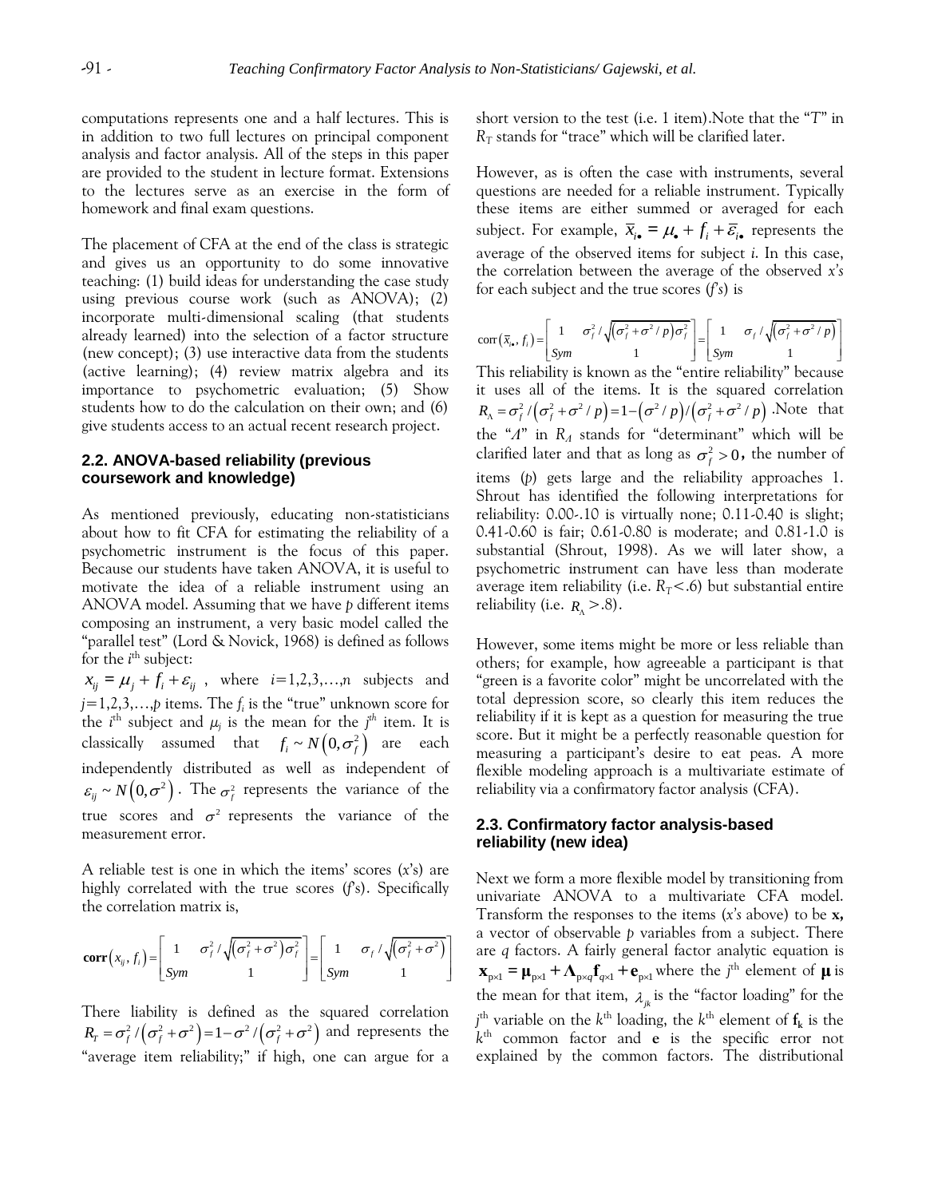computations represents one and a half lectures. This is in addition to two full lectures on principal component analysis and factor analysis. All of the steps in this paper are provided to the student in lecture format. Extensions to the lectures serve as an exercise in the form of homework and final exam questions.

The placement of CFA at the end of the class is strategic and gives us an opportunity to do some innovative teaching: (1) build ideas for understanding the case study using previous course work (such as ANOVA); (2) incorporate multi-dimensional scaling (that students already learned) into the selection of a factor structure (new concept); (3) use interactive data from the students (active learning); (4) review matrix algebra and its importance to psychometric evaluation; (5) Show students how to do the calculation on their own; and (6) give students access to an actual recent research project.

### 2.2. ANOVA-based reliability (previous coursework and knowledge)

As mentioned previously, educating non-statisticians about how to fit CFA for estimating the reliability of a psychometric instrument is the focus of this paper. Because our students have taken ANOVA, it is useful to motivate the idea of a reliable instrument using an ANOVA model. Assuming that we have *p* different items composing an instrument, a very basic model called the "parallel test" (Lord & Novick, 1968) is defined as follows for the $i^{\text{th}}$ subject:

$x_{ij} = \mu_j + f_i + \varepsilon_{ij}$, where $i$=1,2,3,…,$n$ subjects and $j$=1,2,3,…,$p$ items. The $f_i$ is the "true" unknown score for the $i^{\text{th}}$ subject and $\mu_j$ is the mean for the $j^{th}$ item. It is classically assumed that $f_i \sim N\left(0,\sigma_f^2\right)$ are each independently distributed as well as independent of $\varepsilon_{ij} \sim N\left(0,\sigma^2\right)$. The $\sigma_f^2$ represents the variance of the true scores and $\sigma^2$ represents the variance of the measurement error.

A reliable test is one in which the items' scores ($x$'s) are highly correlated with the true scores ($f$'s). Specifically the correlation matrix is,

$$\mathbf{corr}\left(x_{ij}, f_i\right) = \begin{bmatrix} 1 & \sigma_f^2/\sqrt{\left(\sigma_f^2+\sigma^2\right)\sigma_f^2} \\ Sym & 1 \end{bmatrix} = \begin{bmatrix} 1 & \sigma_f/\sqrt{\left(\sigma_f^2+\sigma^2\right)} \\ Sym & 1 \end{bmatrix}$$

There liability is defined as the squared correlation $R_T = \sigma_f^2/\left(\sigma_f^2+\sigma^2\right) = 1-\sigma^2/\left(\sigma_f^2+\sigma^2\right)$ and represents the "average item reliability;" if high, one can argue for a short version to the test (i.e. 1 item).Note that the "*T*" in $R_T$ stands for "trace" which will be clarified later.

However, as is often the case with instruments, several questions are needed for a reliable instrument. Typically these items are either summed or averaged for each subject. For example, $\bar{x}_{i\bullet} = \mu_\bullet + f_i + \bar{\varepsilon}_{i\bullet}$ represents the average of the observed items for subject *i*. In this case, the correlation between the average of the observed *x's* for each subject and the true scores (*f's*) is

$$\text{corr}\left(\bar{x}_{i\bullet}, f_i\right) = \begin{bmatrix} 1 & \sigma_f^2/\sqrt{\left(\sigma_f^2+\sigma^2/p\right)\sigma_f^2} \\ Sym & 1 \end{bmatrix} = \begin{bmatrix} 1 & \sigma_f/\sqrt{\left(\sigma_f^2+\sigma^2/p\right)} \\ Sym & 1 \end{bmatrix}$$

This reliability is known as the "entire reliability" because it uses all of the items. It is the squared correlation $R_\Lambda = \sigma_f^2/\left(\sigma_f^2+\sigma^2/p\right) = 1-\left(\sigma^2/p\right)/\left(\sigma_f^2+\sigma^2/p\right)$ .Note that the "$\Lambda$" in $R_\Lambda$ stands for "determinant" which will be clarified later and that as long as $\sigma_f^2 > 0$, the number of items (*p*) gets large and the reliability approaches 1. Shrout has identified the following interpretations for reliability: 0.00-.10 is virtually none; 0.11-0.40 is slight; 0.41-0.60 is fair; 0.61-0.80 is moderate; and 0.81-1.0 is substantial (Shrout, 1998). As we will later show, a psychometric instrument can have less than moderate average item reliability (i.e. $R_T$<.6) but substantial entire reliability (i.e. $R_\Lambda$ >.8).

However, some items might be more or less reliable than others; for example, how agreeable a participant is that "green is a favorite color" might be uncorrelated with the total depression score, so clearly this item reduces the reliability if it is kept as a question for measuring the true score. But it might be a perfectly reasonable question for measuring a participant's desire to eat peas. A more flexible modeling approach is a multivariate estimate of reliability via a confirmatory factor analysis (CFA).

### 2.3. Confirmatory factor analysis-based reliability (new idea)

Next we form a more flexible model by transitioning from univariate ANOVA to a multivariate CFA model. Transform the responses to the items (*x's* above) to be **x,** a vector of observable *p* variables from a subject. There are *q* factors. A fairly general factor analytic equation is $\mathbf{x}_{p\times 1} = \boldsymbol{\mu}_{p\times 1} + \boldsymbol{\Lambda}_{p\times q}\mathbf{f}_{q\times 1} + \mathbf{e}_{p\times 1}$ where the $j^{\text{th}}$ element of $\boldsymbol{\mu}$ is the mean for that item, $\lambda_{jk}$ is the "factor loading" for the $j^{\text{th}}$ variable on the $k^{\text{th}}$ loading, the $k^{\text{th}}$ element of $\mathbf{f_k}$ is the $k^{\text{th}}$ common factor and **e** is the specific error not explained by the common factors. The distributional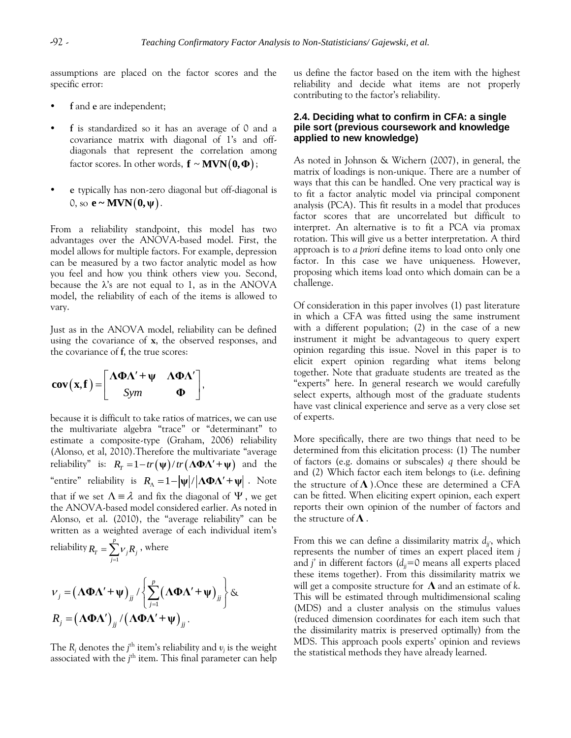assumptions are placed on the factor scores and the specific error:

- **f** and **e** are independent;
- **f** is standardized so it has an average of 0 and a covariance matrix with diagonal of 1's and off-diagonals that represent the correlation among factor scores. In other words, $\mathbf{f} \sim \mathbf{MVN}(\mathbf{0}, \mathbf{\Phi})$;
- **e** typically has non-zero diagonal but off-diagonal is 0, so $\mathbf{e} \sim \mathbf{MVN}(\mathbf{0}, \mathbf{\psi})$.

From a reliability standpoint, this model has two advantages over the ANOVA-based model. First, the model allows for multiple factors. For example, depression can be measured by a two factor analytic model as how you feel and how you think others view you. Second, because the λ's are not equal to 1, as in the ANOVA model, the reliability of each of the items is allowed to vary.

Just as in the ANOVA model, reliability can be defined using the covariance of **x**, the observed responses, and the covariance of **f**, the true scores:

$$\mathbf{cov}(\mathbf{x}, \mathbf{f}) = \begin{bmatrix} \mathbf{\Lambda\Phi\Lambda}' + \mathbf{\psi} & \mathbf{\Lambda\Phi\Lambda}' \\ Sym & \mathbf{\Phi} \end{bmatrix},$$

because it is difficult to take ratios of matrices, we can use the multivariate algebra "trace" or "determinant" to estimate a composite-type (Graham, 2006) reliability (Alonso, et al, 2010).Therefore the multivariate "average reliability" is: $R_T = 1 - tr(\mathbf{\psi})/tr(\mathbf{\Lambda\Phi\Lambda}' + \mathbf{\psi})$ and the "entire" reliability is $R_\Lambda = 1 - |\mathbf{\psi}|/|\mathbf{\Lambda\Phi\Lambda}' + \mathbf{\psi}|$. Note that if we set $\Lambda \equiv \lambda$ and fix the diagonal of $\Psi$, we get the ANOVA-based model considered earlier. As noted in Alonso, et al. (2010), the "average reliability" can be written as a weighted average of each individual item's reliability $R_T = \sum_{j=1}^{p} v_j R_j$, where

$$v_j = (\mathbf{\Lambda\Phi\Lambda}' + \mathbf{\psi})_{jj} \Big/ \left\{ \sum_{j=1}^{p} (\mathbf{\Lambda\Phi\Lambda}' + \mathbf{\psi})_{jj} \right\} \text{ \&}$$
$$R_j = (\mathbf{\Lambda\Phi\Lambda}')_{jj} / (\mathbf{\Lambda\Phi\Lambda}' + \mathbf{\psi})_{jj}.$$

The $R_j$ denotes the $j^{th}$ item's reliability and $v_j$ is the weight associated with the $j^{th}$ item. This final parameter can help us define the factor based on the item with the highest reliability and decide what items are not properly contributing to the factor's reliability.

### 2.4. Deciding what to confirm in CFA: a single pile sort (previous coursework and knowledge applied to new knowledge)

As noted in Johnson & Wichern (2007), in general, the matrix of loadings is non-unique. There are a number of ways that this can be handled. One very practical way is to fit a factor analytic model via principal component analysis (PCA). This fit results in a model that produces factor scores that are uncorrelated but difficult to interpret. An alternative is to fit a PCA via promax rotation. This will give us a better interpretation. A third approach is to *a priori* define items to load onto only one factor. In this case we have uniqueness. However, proposing which items load onto which domain can be a challenge.

Of consideration in this paper involves (1) past literature in which a CFA was fitted using the same instrument with a different population; (2) in the case of a new instrument it might be advantageous to query expert opinion regarding this issue. Novel in this paper is to elicit expert opinion regarding what items belong together. Note that graduate students are treated as the "experts" here. In general research we would carefully select experts, although most of the graduate students have vast clinical experience and serve as a very close set of experts.

More specifically, there are two things that need to be determined from this elicitation process: (1) The number of factors (e.g. domains or subscales) $q$ there should be and (2) Which factor each item belongs to (i.e. defining the structure of $\mathbf{\Lambda}$ ).Once these are determined a CFA can be fitted. When eliciting expert opinion, each expert reports their own opinion of the number of factors and the structure of $\mathbf{\Lambda}$.

From this we can define a dissimilarity matrix $d_{jj'}$, which represents the number of times an expert placed item $j$ and $j'$ in different factors ($d_{jj}$=0 means all experts placed these items together). From this dissimilarity matrix we will get a composite structure for $\mathbf{\Lambda}$ and an estimate of $k$. This will be estimated through multidimensional scaling (MDS) and a cluster analysis on the stimulus values (reduced dimension coordinates for each item such that the dissimilarity matrix is preserved optimally) from the MDS. This approach pools experts' opinion and reviews the statistical methods they have already learned.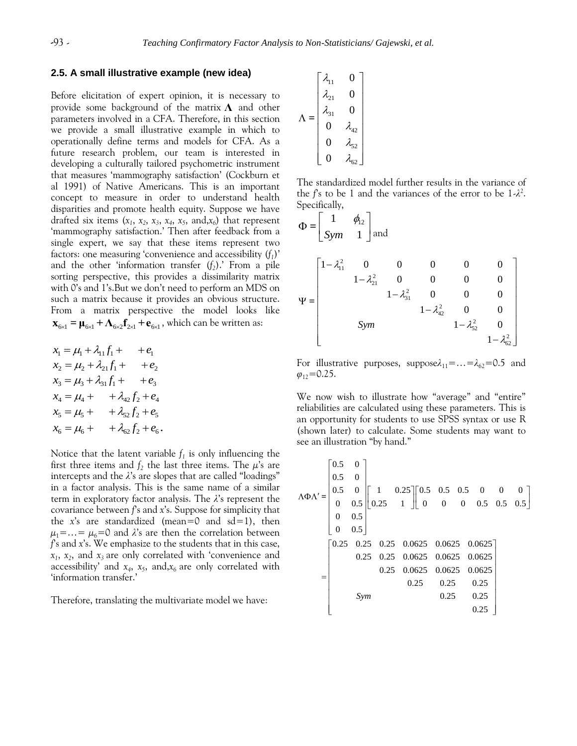### 2.5. A small illustrative example (new idea)

Before elicitation of expert opinion, it is necessary to provide some background of the matrix $\mathbf{\Lambda}$ and other parameters involved in a CFA. Therefore, in this section we provide a small illustrative example in which to operationally define terms and models for CFA. As a future research problem, our team is interested in developing a culturally tailored psychometric instrument that measures 'mammography satisfaction' (Cockburn et al 1991) of Native Americans. This is an important concept to measure in order to understand health disparities and promote health equity. Suppose we have drafted six items ($x_1$, $x_2$, $x_3$, $x_4$, $x_5$, and,$x_6$) that represent 'mammography satisfaction.' Then after feedback from a single expert, we say that these items represent two factors: one measuring 'convenience and accessibility ($f_1$)' and the other 'information transfer ($f_2$).' From a pile sorting perspective, this provides a dissimilarity matrix with 0's and 1's.But we don't need to perform an MDS on such a matrix because it provides an obvious structure. From a matrix perspective the model looks like $\mathbf{x}_{6\times1} = \boldsymbol{\mu}_{6\times1} + \mathbf{\Lambda}_{6\times2}\mathbf{f}_{2\times1} + \mathbf{e}_{6\times1}$, which can be written as:

$$
\begin{aligned}
x_1 &= \mu_1 + \lambda_{11} f_1 + \quad\quad + e_1 \\
x_2 &= \mu_2 + \lambda_{21} f_1 + \quad\quad + e_2 \\
x_3 &= \mu_3 + \lambda_{31} f_1 + \quad\quad + e_3 \\
x_4 &= \mu_4 + \quad\quad + \lambda_{42} f_2 + e_4 \\
x_5 &= \mu_5 + \quad\quad + \lambda_{52} f_2 + e_5 \\
x_6 &= \mu_6 + \quad\quad + \lambda_{62} f_2 + e_6 .
\end{aligned}
$$

Notice that the latent variable $f_1$ is only influencing the first three items and $f_2$ the last three items. The $\mu$'s are intercepts and the $\lambda$'s are slopes that are called "loadings" in a factor analysis. This is the same name of a similar term in exploratory factor analysis. The $\lambda$'s represent the covariance between $f$'s and $x$'s. Suppose for simplicity that the $x$'s are standardized (mean=0 and sd=1), then $\mu_1=\ldots=\mu_6=0$ and $\lambda$'s are then the correlation between $f$'s and $x$'s. We emphasize to the students that in this case, $x_1$, $x_2$, and $x_3$ are only correlated with 'convenience and accessibility' and $x_4$, $x_5$, and,$x_6$ are only correlated with 'information transfer.'

Therefore, translating the multivariate model we have:

$$
\Lambda = \begin{bmatrix} \lambda_{11} & 0 \\ \lambda_{21} & 0 \\ \lambda_{31} & 0 \\ 0 & \lambda_{42} \\ 0 & \lambda_{52} \\ 0 & \lambda_{62} \end{bmatrix}
$$

The standardized model further results in the variance of the $f$'s to be 1 and the variances of the error to be $1-\lambda^2$. Specifically,

$$
\Phi = \begin{bmatrix} 1 & \phi_{12} \\ Sym & 1 \end{bmatrix} \text{ and}
$$

$$
\Psi = \begin{bmatrix} 1-\lambda_{11}^2 & 0 & 0 & 0 & 0 & 0 \\ & 1-\lambda_{21}^2 & 0 & 0 & 0 & 0 \\ & & 1-\lambda_{31}^2 & 0 & 0 & 0 \\ & & & 1-\lambda_{42}^2 & 0 & 0 \\ & Sym & & & 1-\lambda_{52}^2 & 0 \\ & & & & & 1-\lambda_{62}^2 \end{bmatrix}
$$

For illustrative purposes, suppose$\lambda_{11}=\ldots=\lambda_{62}=0.5$ and $\varphi_{12}=0.25$.

We now wish to illustrate how "average" and "entire" reliabilities are calculated using these parameters. This is an opportunity for students to use SPSS syntax or use R (shown later) to calculate. Some students may want to see an illustration "by hand."

$$
\Lambda\Phi\Lambda' = \begin{bmatrix} 0.5 & 0 \\ 0.5 & 0 \\ 0.5 & 0 \\ 0 & 0.5 \\ 0 & 0.5 \\ 0 & 0.5 \end{bmatrix} \begin{bmatrix} 1 & 0.25 \\ 0.25 & 1 \end{bmatrix} \begin{bmatrix} 0.5 & 0.5 & 0.5 & 0 & 0 & 0 \\ 0 & 0 & 0 & 0.5 & 0.5 & 0.5 \end{bmatrix}
$$

$$
= \begin{bmatrix} 0.25 & 0.25 & 0.25 & 0.0625 & 0.0625 & 0.0625 \\ & 0.25 & 0.25 & 0.0625 & 0.0625 & 0.0625 \\ & & 0.25 & 0.0625 & 0.0625 & 0.0625 \\ & & & 0.25 & 0.25 & 0.25 \\ & Sym & & & 0.25 & 0.25 \\ & & & & & 0.25 \end{bmatrix}
$$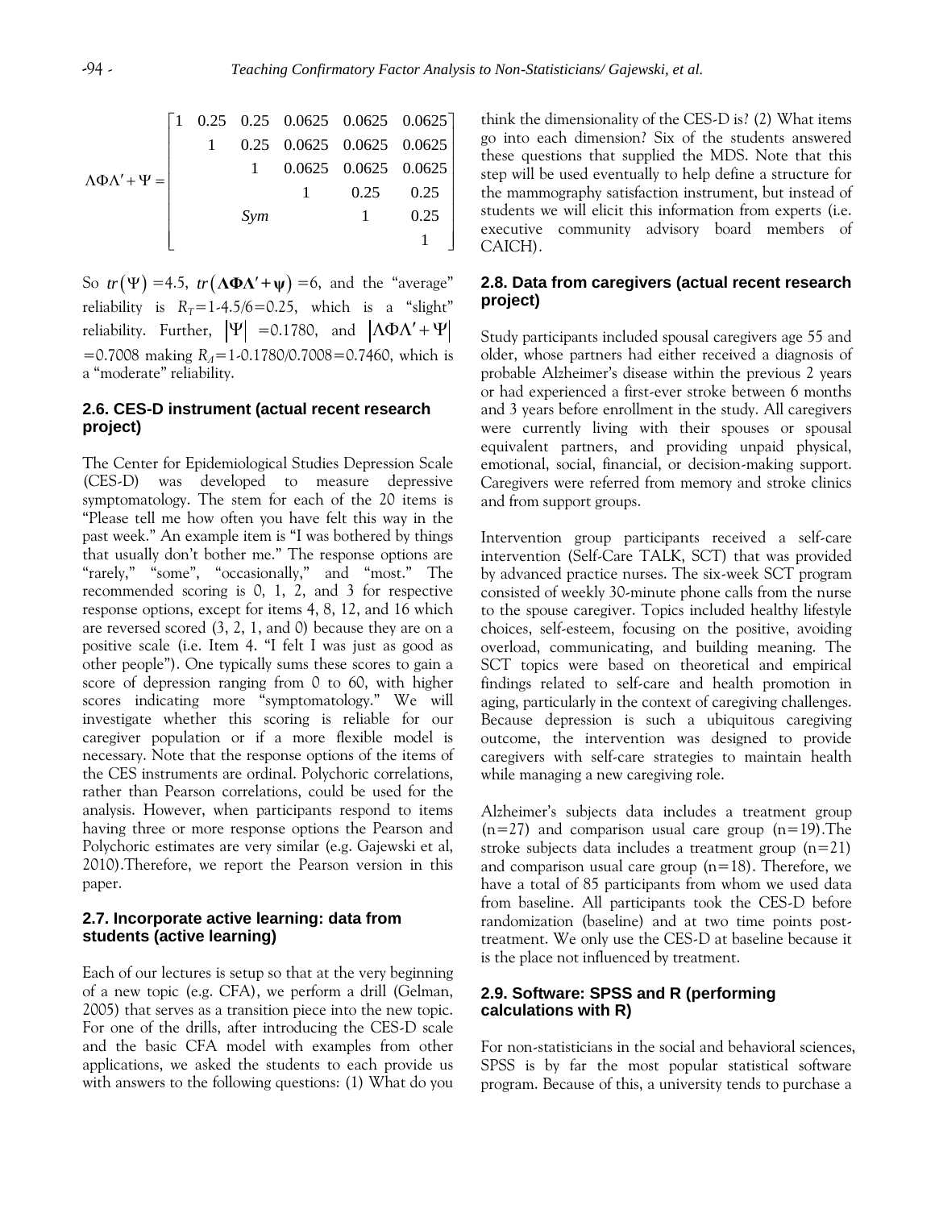$$\Lambda\Phi\Lambda' + \Psi = \begin{bmatrix} 1 & 0.25 & 0.25 & 0.0625 & 0.0625 & 0.0625 \\ & 1 & 0.25 & 0.0625 & 0.0625 & 0.0625 \\ & & 1 & 0.0625 & 0.0625 & 0.0625 \\ & & & 1 & 0.25 & 0.25 \\ & Sym & & & 1 & 0.25 \\ & & & & & 1 \end{bmatrix}$$

So $tr(\Psi)$ =4.5, $tr(\boldsymbol{\Lambda\Phi\Lambda'}+\boldsymbol{\psi})$ =6, and the "average" reliability is $R_T$=1-4.5/6=0.25, which is a "slight" reliability. Further, $|\Psi|$ =0.1780, and $|\Lambda\Phi\Lambda'+\Psi|$ =0.7008 making $R_A$=1-0.1780/0.7008=0.7460, which is a "moderate" reliability.

## 2.6. CES-D instrument (actual recent research project)

The Center for Epidemiological Studies Depression Scale (CES-D) was developed to measure depressive symptomatology. The stem for each of the 20 items is "Please tell me how often you have felt this way in the past week." An example item is "I was bothered by things that usually don't bother me." The response options are "rarely," "some", "occasionally," and "most." The recommended scoring is 0, 1, 2, and 3 for respective response options, except for items 4, 8, 12, and 16 which are reversed scored (3, 2, 1, and 0) because they are on a positive scale (i.e. Item 4. "I felt I was just as good as other people"). One typically sums these scores to gain a score of depression ranging from 0 to 60, with higher scores indicating more "symptomatology." We will investigate whether this scoring is reliable for our caregiver population or if a more flexible model is necessary. Note that the response options of the items of the CES instruments are ordinal. Polychoric correlations, rather than Pearson correlations, could be used for the analysis. However, when participants respond to items having three or more response options the Pearson and Polychoric estimates are very similar (e.g. Gajewski et al, 2010).Therefore, we report the Pearson version in this paper.

## 2.7. Incorporate active learning: data from students (active learning)

Each of our lectures is setup so that at the very beginning of a new topic (e.g. CFA), we perform a drill (Gelman, 2005) that serves as a transition piece into the new topic. For one of the drills, after introducing the CES-D scale and the basic CFA model with examples from other applications, we asked the students to each provide us with answers to the following questions: (1) What do you think the dimensionality of the CES-D is? (2) What items go into each dimension? Six of the students answered these questions that supplied the MDS. Note that this step will be used eventually to help define a structure for the mammography satisfaction instrument, but instead of students we will elicit this information from experts (i.e. executive community advisory board members of CAICH).

## 2.8. Data from caregivers (actual recent research project)

Study participants included spousal caregivers age 55 and older, whose partners had either received a diagnosis of probable Alzheimer's disease within the previous 2 years or had experienced a first-ever stroke between 6 months and 3 years before enrollment in the study. All caregivers were currently living with their spouses or spousal equivalent partners, and providing unpaid physical, emotional, social, financial, or decision-making support. Caregivers were referred from memory and stroke clinics and from support groups.

Intervention group participants received a self-care intervention (Self-Care TALK, SCT) that was provided by advanced practice nurses. The six-week SCT program consisted of weekly 30-minute phone calls from the nurse to the spouse caregiver. Topics included healthy lifestyle choices, self-esteem, focusing on the positive, avoiding overload, communicating, and building meaning. The SCT topics were based on theoretical and empirical findings related to self-care and health promotion in aging, particularly in the context of caregiving challenges. Because depression is such a ubiquitous caregiving outcome, the intervention was designed to provide caregivers with self-care strategies to maintain health while managing a new caregiving role.

Alzheimer's subjects data includes a treatment group (n=27) and comparison usual care group (n=19).The stroke subjects data includes a treatment group (n=21) and comparison usual care group (n=18). Therefore, we have a total of 85 participants from whom we used data from baseline. All participants took the CES-D before randomization (baseline) and at two time points post-treatment. We only use the CES-D at baseline because it is the place not influenced by treatment.

## 2.9. Software: SPSS and R (performing calculations with R)

For non-statisticians in the social and behavioral sciences, SPSS is by far the most popular statistical software program. Because of this, a university tends to purchase a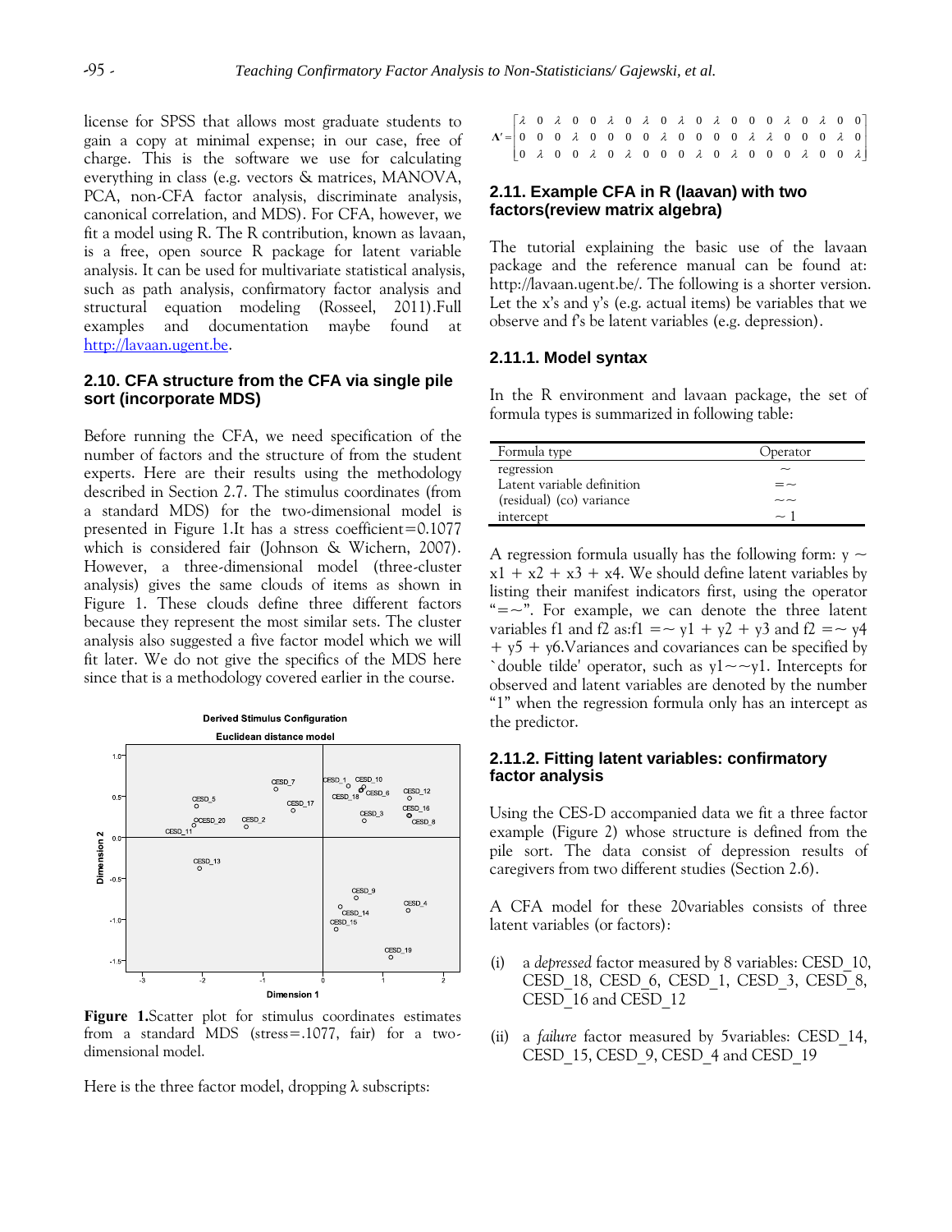license for SPSS that allows most graduate students to gain a copy at minimal expense; in our case, free of charge. This is the software we use for calculating everything in class (e.g. vectors & matrices, MANOVA, PCA, non-CFA factor analysis, discriminate analysis, canonical correlation, and MDS). For CFA, however, we fit a model using R. The R contribution, known as lavaan, is a free, open source R package for latent variable analysis. It can be used for multivariate statistical analysis, such as path analysis, confirmatory factor analysis and structural equation modeling (Rosseel, 2011).Full examples and documentation maybe found at http://lavaan.ugent.be.

## 2.10. CFA structure from the CFA via single pile sort (incorporate MDS)

Before running the CFA, we need specification of the number of factors and the structure of from the student experts. Here are their results using the methodology described in Section 2.7. The stimulus coordinates (from a standard MDS) for the two-dimensional model is presented in Figure 1.It has a stress coefficient=0.1077 which is considered fair (Johnson & Wichern, 2007). However, a three-dimensional model (three-cluster analysis) gives the same clouds of items as shown in Figure 1. These clouds define three different factors because they represent the most similar sets. The cluster analysis also suggested a five factor model which we will fit later. We do not give the specifics of the MDS here since that is a methodology covered earlier in the course.

**Figure 1.**Scatter plot for stimulus coordinates estimates from a standard MDS (stress=.1077, fair) for a two-dimensional model.

Here is the three factor model, dropping λ subscripts:

$$\Lambda' = \begin{bmatrix} \lambda & 0 & \lambda & 0 & 0 & \lambda & 0 & \lambda & 0 & \lambda & 0 & \lambda & 0 & 0 & 0 & \lambda & 0 & \lambda & 0 & 0 \\ 0 & 0 & 0 & \lambda & 0 & 0 & 0 & 0 & \lambda & 0 & 0 & 0 & 0 & \lambda & \lambda & 0 & 0 & 0 & \lambda & 0 \\ 0 & \lambda & 0 & 0 & \lambda & 0 & \lambda & 0 & 0 & 0 & \lambda & 0 & \lambda & 0 & 0 & 0 & \lambda & 0 & 0 & \lambda \end{bmatrix}$$

## 2.11. Example CFA in R (laavan) with two factors(review matrix algebra)

The tutorial explaining the basic use of the lavaan package and the reference manual can be found at: http://lavaan.ugent.be/. The following is a shorter version. Let the x's and y's (e.g. actual items) be variables that we observe and f's be latent variables (e.g. depression).

### 2.11.1. Model syntax

In the R environment and lavaan package, the set of formula types is summarized in following table:

| Formula type | Operator |
|---|---|
| regression | ~ |
| Latent variable definition | =~ |
| (residual) (co) variance | ~~ |
| intercept | ~ 1 |

A regression formula usually has the following form: y ~ x1 + x2 + x3 + x4. We should define latent variables by listing their manifest indicators first, using the operator "=~". For example, we can denote the three latent variables f1 and f2 as:f1 =~ y1 + y2 + y3 and f2 =~ y4 + y5 + y6.Variances and covariances can be specified by `double tilde' operator, such as y1~~y1. Intercepts for observed and latent variables are denoted by the number "1" when the regression formula only has an intercept as the predictor.

### 2.11.2. Fitting latent variables: confirmatory factor analysis

Using the CES-D accompanied data we fit a three factor example (Figure 2) whose structure is defined from the pile sort. The data consist of depression results of caregivers from two different studies (Section 2.6).

A CFA model for these 20variables consists of three latent variables (or factors):

(i) a *depressed* factor measured by 8 variables: CESD_10, CESD_18, CESD_6, CESD_1, CESD_3, CESD_8, CESD_16 and CESD_12

(ii) a *failure* factor measured by 5variables: CESD_14, CESD_15, CESD_9, CESD_4 and CESD_19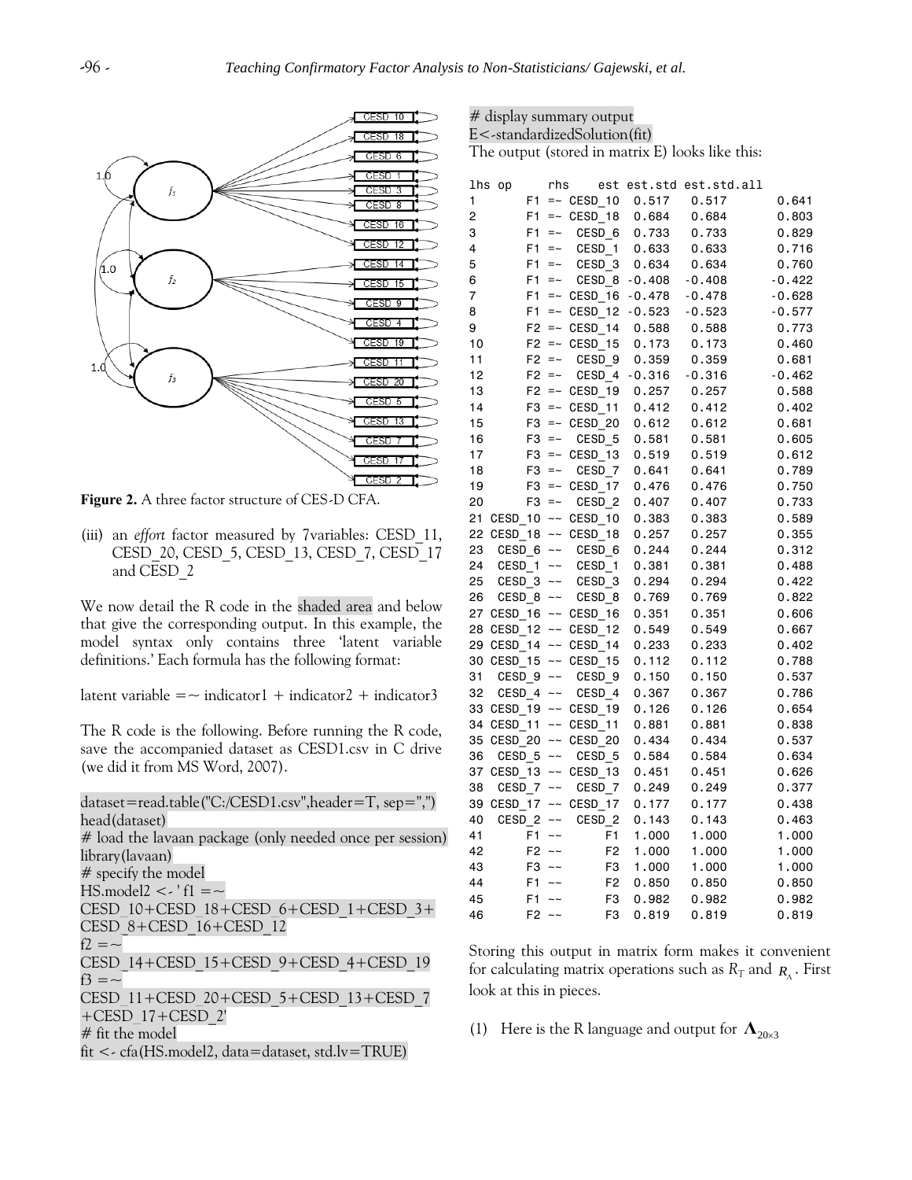Figure 2. A three factor structure of CES-D CFA.

(iii) an *effort* factor measured by 7variables: CESD_11, CESD_20, CESD_5, CESD_13, CESD_7, CESD_17 and CESD_2

We now detail the R code in the shaded area and below that give the corresponding output. In this example, the model syntax only contains three 'latent variable definitions.' Each formula has the following format:

latent variable =~ indicator1 + indicator2 + indicator3

The R code is the following. Before running the R code, save the accompanied dataset as CESD1.csv in C drive (we did it from MS Word, 2007).

```
dataset=read.table("C:/CESD1.csv",header=T, sep=",")
head(dataset)
# load the lavaan package (only needed once per session)
library(lavaan)
# specify the model
HS.model2 <- ' f1 =~
CESD_10+CESD_18+CESD_6+CESD_1+CESD_3+
CESD_8+CESD_16+CESD_12
f2 =~
CESD_14+CESD_15+CESD_9+CESD_4+CESD_19
f3 =~
CESD_11+CESD_20+CESD_5+CESD_13+CESD_7
+CESD_17+CESD_2'
# fit the model
fit <- cfa(HS.model2, data=dataset, std.lv=TRUE)
```

```
# display summary output
E<-standardizedSolution(fit)
```

The output (stored in matrix E) looks like this:

```
   lhs op     rhs    est est.std est.std.all
1       F1 =~ CESD_10  0.517   0.517       0.641
2       F1 =~ CESD_18  0.684   0.684       0.803
3       F1 =~  CESD_6  0.733   0.733       0.829
4       F1 =~  CESD_1  0.633   0.633       0.716
5       F1 =~  CESD_3  0.634   0.634       0.760
6       F1 =~  CESD_8 -0.408  -0.408      -0.422
7       F1 =~ CESD_16 -0.478  -0.478      -0.628
8       F1 =~ CESD_12 -0.523  -0.523      -0.577
9       F2 =~ CESD_14  0.588   0.588       0.773
10      F2 =~ CESD_15  0.173   0.173       0.460
11      F2 =~  CESD_9  0.359   0.359       0.681
12      F2 =~  CESD_4 -0.316  -0.316      -0.462
13      F2 =~ CESD_19  0.257   0.257       0.588
14      F3 =~ CESD_11  0.412   0.412       0.402
15      F3 =~ CESD_20  0.612   0.612       0.681
16      F3 =~  CESD_5  0.581   0.581       0.605
17      F3 =~ CESD_13  0.519   0.519       0.612
18      F3 =~  CESD_7  0.641   0.641       0.789
19      F3 =~ CESD_17  0.476   0.476       0.750
20      F3 =~  CESD_2  0.407   0.407       0.733
21 CESD_10 ~~ CESD_10  0.383   0.383       0.589
22 CESD_18 ~~ CESD_18  0.257   0.257       0.355
23  CESD_6 ~~  CESD_6  0.244   0.244       0.312
24  CESD_1 ~~  CESD_1  0.381   0.381       0.488
25  CESD_3 ~~  CESD_3  0.294   0.294       0.422
26  CESD_8 ~~  CESD_8  0.769   0.769       0.822
27 CESD_16 ~~ CESD_16  0.351   0.351       0.606
28 CESD_12 ~~ CESD_12  0.549   0.549       0.667
29 CESD_14 ~~ CESD_14  0.233   0.233       0.402
30 CESD_15 ~~ CESD_15  0.112   0.112       0.788
31  CESD_9 ~~  CESD_9  0.150   0.150       0.537
32  CESD_4 ~~  CESD_4  0.367   0.367       0.786
33 CESD_19 ~~ CESD_19  0.126   0.126       0.654
34 CESD_11 ~~ CESD_11  0.881   0.881       0.838
35 CESD_20 ~~ CESD_20  0.434   0.434       0.537
36  CESD_5 ~~  CESD_5  0.584   0.584       0.634
37 CESD_13 ~~ CESD_13  0.451   0.451       0.626
38  CESD_7 ~~  CESD_7  0.249   0.249       0.377
39 CESD_17 ~~ CESD_17  0.177   0.177       0.438
40  CESD_2 ~~  CESD_2  0.143   0.143       0.463
41      F1 ~~      F1  1.000   1.000       1.000
42      F2 ~~      F2  1.000   1.000       1.000
43      F3 ~~      F3  1.000   1.000       1.000
44      F1 ~~      F2  0.850   0.850       0.850
45      F1 ~~      F3  0.982   0.982       0.982
46      F2 ~~      F3  0.819   0.819       0.819
```

Storing this output in matrix form makes it convenient for calculating matrix operations such as $R_T$ and $R_\Lambda$. First look at this in pieces.

(1) Here is the R language and output for $\mathbf{\Lambda}_{20\times 3}$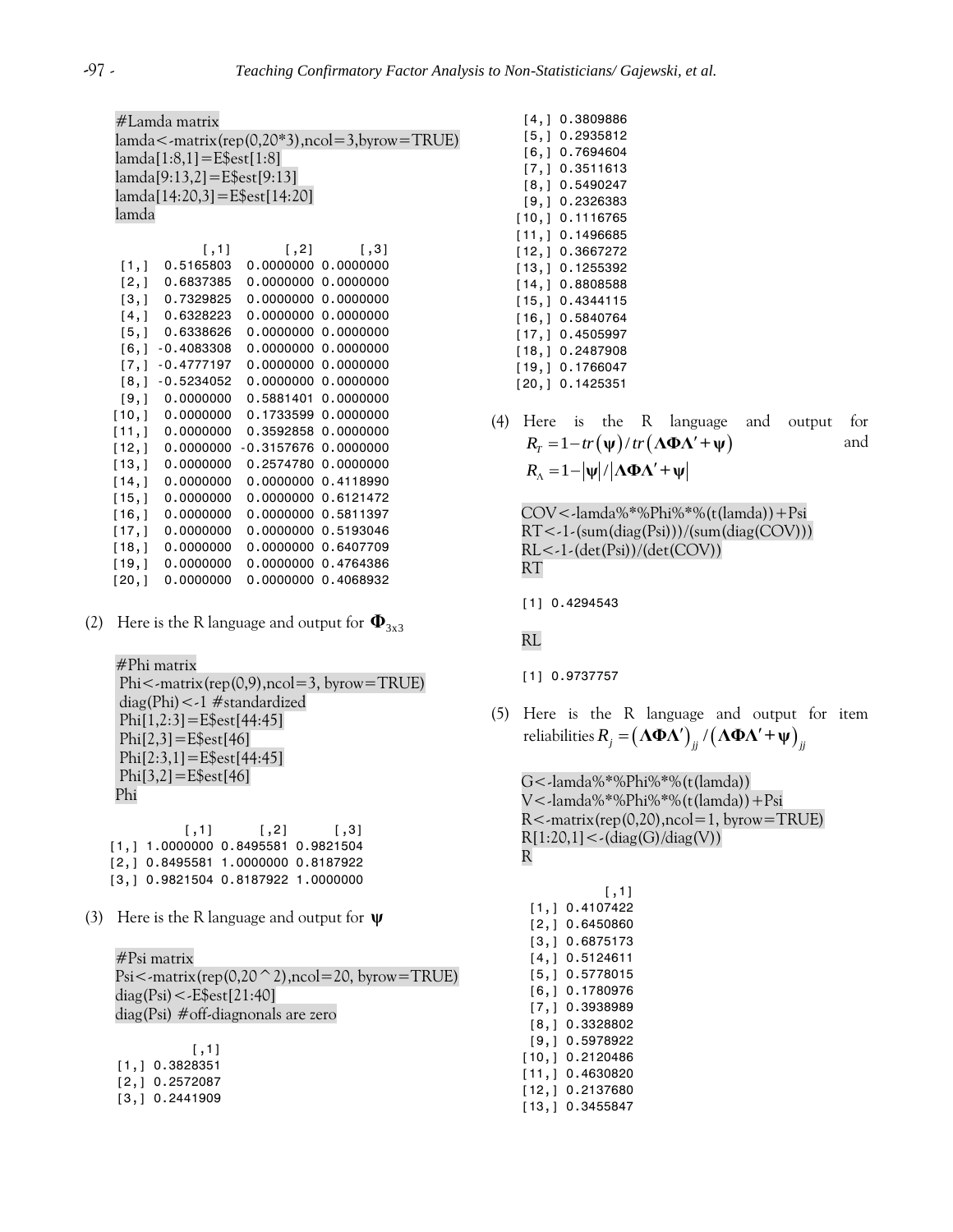```
#Lamda matrix
lamda<-matrix(rep(0,20*3),ncol=3,byrow=TRUE)
lamda[1:8,1]=E$est[1:8]
lamda[9:13,2]=E$est[9:13]
lamda[14:20,3]=E$est[14:20]
lamda
```

```
           [,1]       [,2]      [,3]
 [1,]  0.5165803  0.0000000 0.0000000
 [2,]  0.6837385  0.0000000 0.0000000
 [3,]  0.7329825  0.0000000 0.0000000
 [4,]  0.6328223  0.0000000 0.0000000
 [5,]  0.6338626  0.0000000 0.0000000
 [6,] -0.4083308  0.0000000 0.0000000
 [7,] -0.4777197  0.0000000 0.0000000
 [8,] -0.5234052  0.0000000 0.0000000
 [9,]  0.0000000  0.5881401 0.0000000
[10,]  0.0000000  0.1733599 0.0000000
[11,]  0.0000000  0.3592858 0.0000000
[12,]  0.0000000 -0.3157676 0.0000000
[13,]  0.0000000  0.2574780 0.0000000
[14,]  0.0000000  0.0000000 0.4118990
[15,]  0.0000000  0.0000000 0.6121472
[16,]  0.0000000  0.0000000 0.5811397
[17,]  0.0000000  0.0000000 0.5193046
[18,]  0.0000000  0.0000000 0.6407709
[19,]  0.0000000  0.0000000 0.4764386
[20,]  0.0000000  0.0000000 0.4068932
```

(2) Here is the R language and output for $\mathbf{\Phi}_{3x3}$

```
#Phi matrix
Phi<-matrix(rep(0,9),ncol=3, byrow=TRUE)
diag(Phi)<-1 #standardized
Phi[1,2:3]=E$est[44:45]
Phi[2,3]=E$est[46]
Phi[2:3,1]=E$est[44:45]
Phi[3,2]=E$est[46]
Phi
```

```
          [,1]      [,2]      [,3]
[1,] 1.0000000 0.8495581 0.9821504
[2,] 0.8495581 1.0000000 0.8187922
[3,] 0.9821504 0.8187922 1.0000000
```

(3) Here is the R language and output for $\boldsymbol{\psi}$

```
#Psi matrix
Psi<-matrix(rep(0,20^2),ncol=20, byrow=TRUE)
diag(Psi)<-E$est[21:40]
diag(Psi) #off-diagnonals are zero
```

```
          [,1]
 [1,] 0.3828351
 [2,] 0.2572087
 [3,] 0.2441909
 [4,] 0.3809886
 [5,] 0.2935812
 [6,] 0.7694604
 [7,] 0.3511613
 [8,] 0.5490247
 [9,] 0.2326383
[10,] 0.1116765
[11,] 0.1496685
[12,] 0.3667272
[13,] 0.1255392
[14,] 0.8808588
[15,] 0.4344115
[16,] 0.5840764
[17,] 0.4505997
[18,] 0.2487908
[19,] 0.1766047
[20,] 0.1425351
```

(4) Here is the R language and output for $R_T = 1 - tr(\boldsymbol{\psi}) / tr(\boldsymbol{\Lambda\Phi\Lambda}' + \boldsymbol{\psi})$ and $R_\Lambda = 1 - |\boldsymbol{\psi}| / |\boldsymbol{\Lambda\Phi\Lambda}' + \boldsymbol{\psi}|$

```
COV<-lamda%*%Phi%*%(t(lamda))+Psi
RT<-1-(sum(diag(Psi)))/(sum(diag(COV)))
RL<-1-(det(Psi))/(det(COV))
RT
```

```
[1] 0.4294543
```

```
RL
```

```
[1] 0.9737757
```

(5) Here is the R language and output for item reliabilities $R_j = (\boldsymbol{\Lambda\Phi\Lambda}')_{jj} / (\boldsymbol{\Lambda\Phi\Lambda}' + \boldsymbol{\psi})_{jj}$

```
G<-lamda%*%Phi%*%(t(lamda))
V<-lamda%*%Phi%*%(t(lamda))+Psi
R<-matrix(rep(0,20),ncol=1, byrow=TRUE)
R[1:20,1]<-(diag(G)/diag(V))
R
```

```
          [,1]
 [1,] 0.4107422
 [2,] 0.6450860
 [3,] 0.6875173
 [4,] 0.5124611
 [5,] 0.5778015
 [6,] 0.1780976
 [7,] 0.3938989
 [8,] 0.3328802
 [9,] 0.5978922
[10,] 0.2120486
[11,] 0.4630820
[12,] 0.2137680
[13,] 0.3455847
```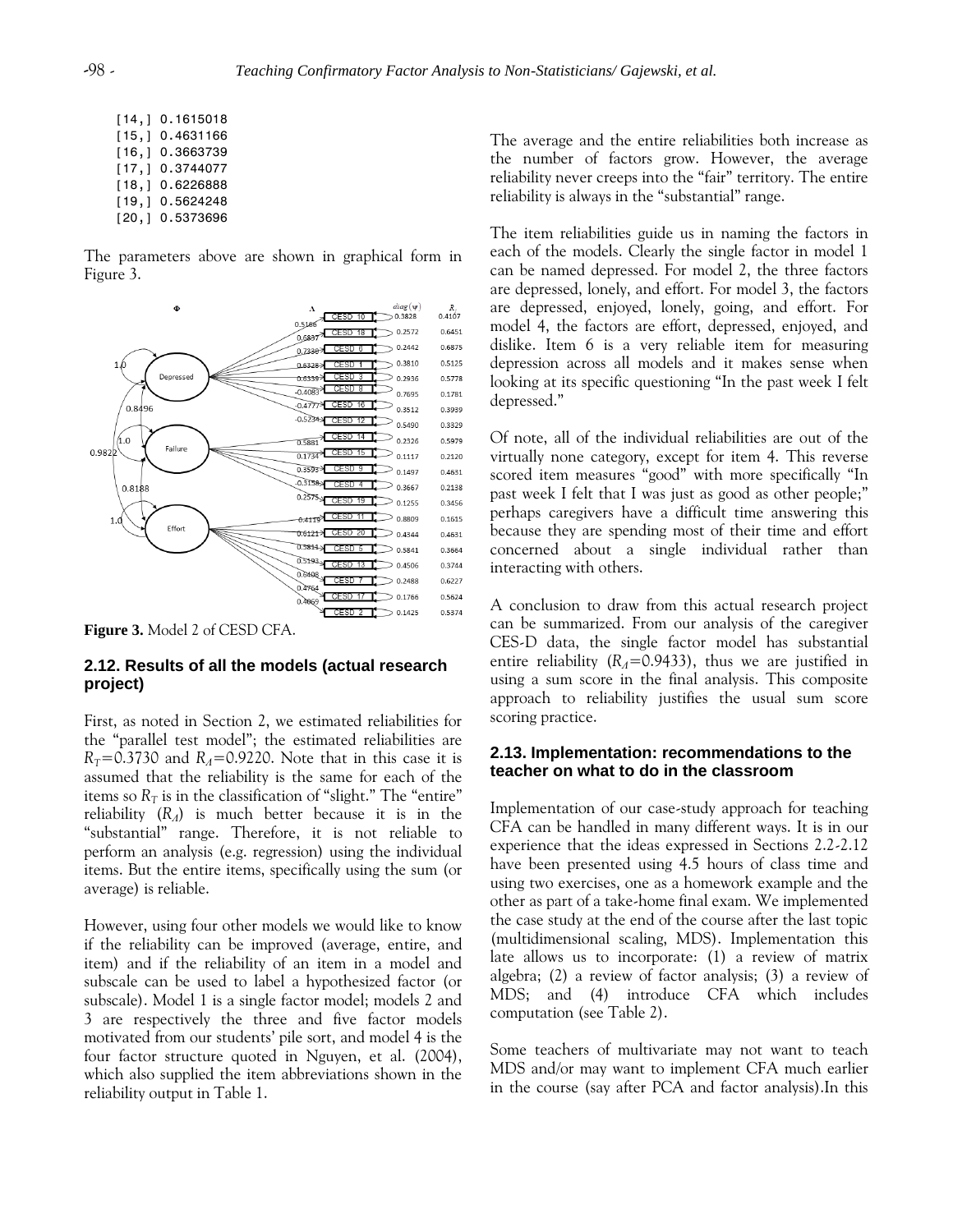```
[14,] 0.1615018
[15,] 0.4631166
[16,] 0.3663739
[17,] 0.3744077
[18,] 0.6226888
[19,] 0.5624248
[20,] 0.5373696
```

The parameters above are shown in graphical form in Figure 3.

**Figure 3.** Model 2 of CESD CFA.

## 2.12. Results of all the models (actual research project)

First, as noted in Section 2, we estimated reliabilities for the "parallel test model"; the estimated reliabilities are $R_T$=0.3730 and $R_A$=0.9220. Note that in this case it is assumed that the reliability is the same for each of the items so $R_T$ is in the classification of "slight." The "entire" reliability ($R_A$) is much better because it is in the "substantial" range. Therefore, it is not reliable to perform an analysis (e.g. regression) using the individual items. But the entire items, specifically using the sum (or average) is reliable.

However, using four other models we would like to know if the reliability can be improved (average, entire, and item) and if the reliability of an item in a model and subscale can be used to label a hypothesized factor (or subscale). Model 1 is a single factor model; models 2 and 3 are respectively the three and five factor models motivated from our students' pile sort, and model 4 is the four factor structure quoted in Nguyen, et al. (2004), which also supplied the item abbreviations shown in the reliability output in Table 1.

The average and the entire reliabilities both increase as the number of factors grow. However, the average reliability never creeps into the "fair" territory. The entire reliability is always in the "substantial" range.

The item reliabilities guide us in naming the factors in each of the models. Clearly the single factor in model 1 can be named depressed. For model 2, the three factors are depressed, lonely, and effort. For model 3, the factors are depressed, enjoyed, lonely, going, and effort. For model 4, the factors are effort, depressed, enjoyed, and dislike. Item 6 is a very reliable item for measuring depression across all models and it makes sense when looking at its specific questioning "In the past week I felt depressed."

Of note, all of the individual reliabilities are out of the virtually none category, except for item 4. This reverse scored item measures "good" with more specifically "In past week I felt that I was just as good as other people;" perhaps caregivers have a difficult time answering this because they are spending most of their time and effort concerned about a single individual rather than interacting with others.

A conclusion to draw from this actual research project can be summarized. From our analysis of the caregiver CES-D data, the single factor model has substantial entire reliability ($R_A$=0.9433), thus we are justified in using a sum score in the final analysis. This composite approach to reliability justifies the usual sum score scoring practice.

## 2.13. Implementation: recommendations to the teacher on what to do in the classroom

Implementation of our case-study approach for teaching CFA can be handled in many different ways. It is in our experience that the ideas expressed in Sections 2.2-2.12 have been presented using 4.5 hours of class time and using two exercises, one as a homework example and the other as part of a take-home final exam. We implemented the case study at the end of the course after the last topic (multidimensional scaling, MDS). Implementation this late allows us to incorporate: (1) a review of matrix algebra; (2) a review of factor analysis; (3) a review of MDS; and (4) introduce CFA which includes computation (see Table 2).

Some teachers of multivariate may not want to teach MDS and/or may want to implement CFA much earlier in the course (say after PCA and factor analysis).In this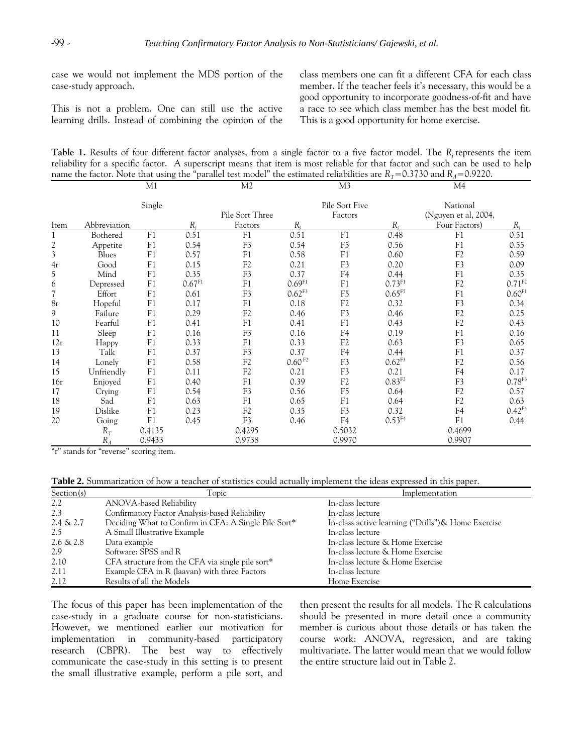case we would not implement the MDS portion of the case-study approach.

This is not a problem. One can still use the active learning drills. Instead of combining the opinion of the class members one can fit a different CFA for each class member. If the teacher feels it's necessary, this would be a good opportunity to incorporate goodness-of-fit and have a race to see which class member has the best model fit. This is a good opportunity for home exercise.

**Table 1.** Results of four different factor analyses, from a single factor to a five factor model. The $R_j$ represents the item reliability for a specific factor. A superscript means that item is most reliable for that factor and such can be used to help name the factor. Note that using the "parallel test model" the estimated reliabilities are $R_T$=0.3730 and $R_A$=0.9220.

| | | M1 | | M2 | | M3 | | M4 | |
|---|---|---|---|---|---|---|---|---|---|
| Item | Abbreviation | Single | $R_i$ | Pile Sort Three Factors | $R_i$ | Pile Sort Five Factors | $R_i$ | National (Nguyen et al, 2004, Four Factors) | $R_i$ |
| 1 | Bothered | F1 | 0.51 | F1 | 0.51 | F1 | 0.48 | F1 | 0.51 |
| 2 | Appetite | F1 | 0.54 | F3 | 0.54 | F5 | 0.56 | F1 | 0.55 |
| 3 | Blues | F1 | 0.57 | F1 | 0.58 | F1 | 0.60 | F2 | 0.59 |
| 4r | Good | F1 | 0.15 | F2 | 0.21 | F3 | 0.20 | F3 | 0.09 |
| 5 | Mind | F1 | 0.35 | F3 | 0.37 | F4 | 0.44 | F1 | 0.35 |
| 6 | Depressed | F1 | $0.67^{F1}$ | F1 | $0.69^{F1}$ | F1 | $0.73^{F1}$ | F2 | $0.71^{F2}$ |
| 7 | Effort | F1 | 0.61 | F3 | $0.62^{F3}$ | F5 | $0.65^{F5}$ | F1 | $0.60^{F1}$ |
| 8r | Hopeful | F1 | 0.17 | F1 | 0.18 | F2 | 0.32 | F3 | 0.34 |
| 9 | Failure | F1 | 0.29 | F2 | 0.46 | F3 | 0.46 | F2 | 0.25 |
| 10 | Fearful | F1 | 0.41 | F1 | 0.41 | F1 | 0.43 | F2 | 0.43 |
| 11 | Sleep | F1 | 0.16 | F3 | 0.16 | F4 | 0.19 | F1 | 0.16 |
| 12r | Happy | F1 | 0.33 | F1 | 0.33 | F2 | 0.63 | F3 | 0.65 |
| 13 | Talk | F1 | 0.37 | F3 | 0.37 | F4 | 0.44 | F1 | 0.37 |
| 14 | Lonely | F1 | 0.58 | F2 | $0.60^{F2}$ | F3 | $0.62^{F3}$ | F2 | 0.56 |
| 15 | Unfriendly | F1 | 0.11 | F2 | 0.21 | F3 | 0.21 | F4 | 0.17 |
| 16r | Enjoyed | F1 | 0.40 | F1 | 0.39 | F2 | $0.83^{F2}$ | F3 | $0.78^{F3}$ |
| 17 | Crying | F1 | 0.54 | F3 | 0.56 | F5 | 0.64 | F2 | 0.57 |
| 18 | Sad | F1 | 0.63 | F1 | 0.65 | F1 | 0.64 | F2 | 0.63 |
| 19 | Dislike | F1 | 0.23 | F2 | 0.35 | F3 | 0.32 | F4 | $0.42^{F4}$ |
| 20 | Going | F1 | 0.45 | F3 | 0.46 | F4 | $0.53^{F4}$ | F1 | 0.44 |
| | $R_T$ | 0.4135 | | 0.4295 | | 0.5032 | | 0.4699 | |
| | $R_A$ | 0.9433 | | 0.9738 | | 0.9970 | | 0.9907 | |

"r" stands for "reverse" scoring item.

**Table 2.** Summarization of how a teacher of statistics could actually implement the ideas expressed in this paper.

| Section(s) | Topic | Implementation |
|---|---|---|
| 2.2 | ANOVA-based Reliability | In-class lecture |
| 2.3 | Confirmatory Factor Analysis-based Reliability | In-class lecture |
| 2.4 & 2.7 | Deciding What to Confirm in CFA: A Single Pile Sort* | In-class active learning ("Drills") & Home Exercise |
| 2.5 | A Small Illustrative Example | In-class lecture |
| 2.6 & 2.8 | Data example | In-class lecture & Home Exercise |
| 2.9 | Software: SPSS and R | In-class lecture & Home Exercise |
| 2.10 | CFA structure from the CFA via single pile sort* | In-class lecture & Home Exercise |
| 2.11 | Example CFA in R (laavan) with three Factors | In-class lecture |
| 2.12 | Results of all the Models | Home Exercise |

The focus of this paper has been implementation of the case-study in a graduate course for non-statisticians. However, we mentioned earlier our motivation for implementation in community-based participatory research (CBPR). The best way to effectively communicate the case-study in this setting is to present the small illustrative example, perform a pile sort, and then present the results for all models. The R calculations should be presented in more detail once a community member is curious about those details or has taken the course work: ANOVA, regression, and are taking multivariate. The latter would mean that we would follow the entire structure laid out in Table 2.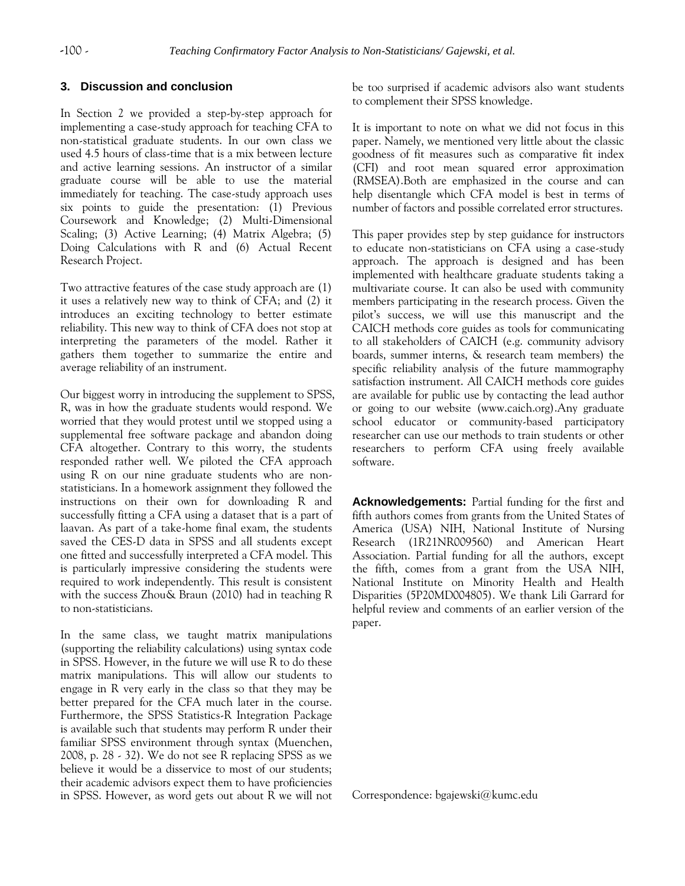## 3. Discussion and conclusion

In Section 2 we provided a step-by-step approach for implementing a case-study approach for teaching CFA to non-statistical graduate students. In our own class we used 4.5 hours of class-time that is a mix between lecture and active learning sessions. An instructor of a similar graduate course will be able to use the material immediately for teaching. The case-study approach uses six points to guide the presentation: (1) Previous Coursework and Knowledge; (2) Multi-Dimensional Scaling; (3) Active Learning; (4) Matrix Algebra; (5) Doing Calculations with R and (6) Actual Recent Research Project.

Two attractive features of the case study approach are (1) it uses a relatively new way to think of CFA; and (2) it introduces an exciting technology to better estimate reliability. This new way to think of CFA does not stop at interpreting the parameters of the model. Rather it gathers them together to summarize the entire and average reliability of an instrument.

Our biggest worry in introducing the supplement to SPSS, R, was in how the graduate students would respond. We worried that they would protest until we stopped using a supplemental free software package and abandon doing CFA altogether. Contrary to this worry, the students responded rather well. We piloted the CFA approach using R on our nine graduate students who are non-statisticians. In a homework assignment they followed the instructions on their own for downloading R and successfully fitting a CFA using a dataset that is a part of laavan. As part of a take-home final exam, the students saved the CES-D data in SPSS and all students except one fitted and successfully interpreted a CFA model. This is particularly impressive considering the students were required to work independently. This result is consistent with the success Zhou& Braun (2010) had in teaching R to non-statisticians.

In the same class, we taught matrix manipulations (supporting the reliability calculations) using syntax code in SPSS. However, in the future we will use R to do these matrix manipulations. This will allow our students to engage in R very early in the class so that they may be better prepared for the CFA much later in the course. Furthermore, the SPSS Statistics-R Integration Package is available such that students may perform R under their familiar SPSS environment through syntax (Muenchen, 2008, p. 28 - 32). We do not see R replacing SPSS as we believe it would be a disservice to most of our students; their academic advisors expect them to have proficiencies in SPSS. However, as word gets out about R we will not be too surprised if academic advisors also want students to complement their SPSS knowledge.

It is important to note on what we did not focus in this paper. Namely, we mentioned very little about the classic goodness of fit measures such as comparative fit index (CFI) and root mean squared error approximation (RMSEA).Both are emphasized in the course and can help disentangle which CFA model is best in terms of number of factors and possible correlated error structures.

This paper provides step by step guidance for instructors to educate non-statisticians on CFA using a case-study approach. The approach is designed and has been implemented with healthcare graduate students taking a multivariate course. It can also be used with community members participating in the research process. Given the pilot's success, we will use this manuscript and the CAICH methods core guides as tools for communicating to all stakeholders of CAICH (e.g. community advisory boards, summer interns, & research team members) the specific reliability analysis of the future mammography satisfaction instrument. All CAICH methods core guides are available for public use by contacting the lead author or going to our website (www.caich.org).Any graduate school educator or community-based participatory researcher can use our methods to train students or other researchers to perform CFA using freely available software.

**Acknowledgements:** Partial funding for the first and fifth authors comes from grants from the United States of America (USA) NIH, National Institute of Nursing Research (1R21NR009560) and American Heart Association. Partial funding for all the authors, except the fifth, comes from a grant from the USA NIH, National Institute on Minority Health and Health Disparities (5P20MD004805). We thank Lili Garrard for helpful review and comments of an earlier version of the paper.

Correspondence: bgajewski@kumc.edu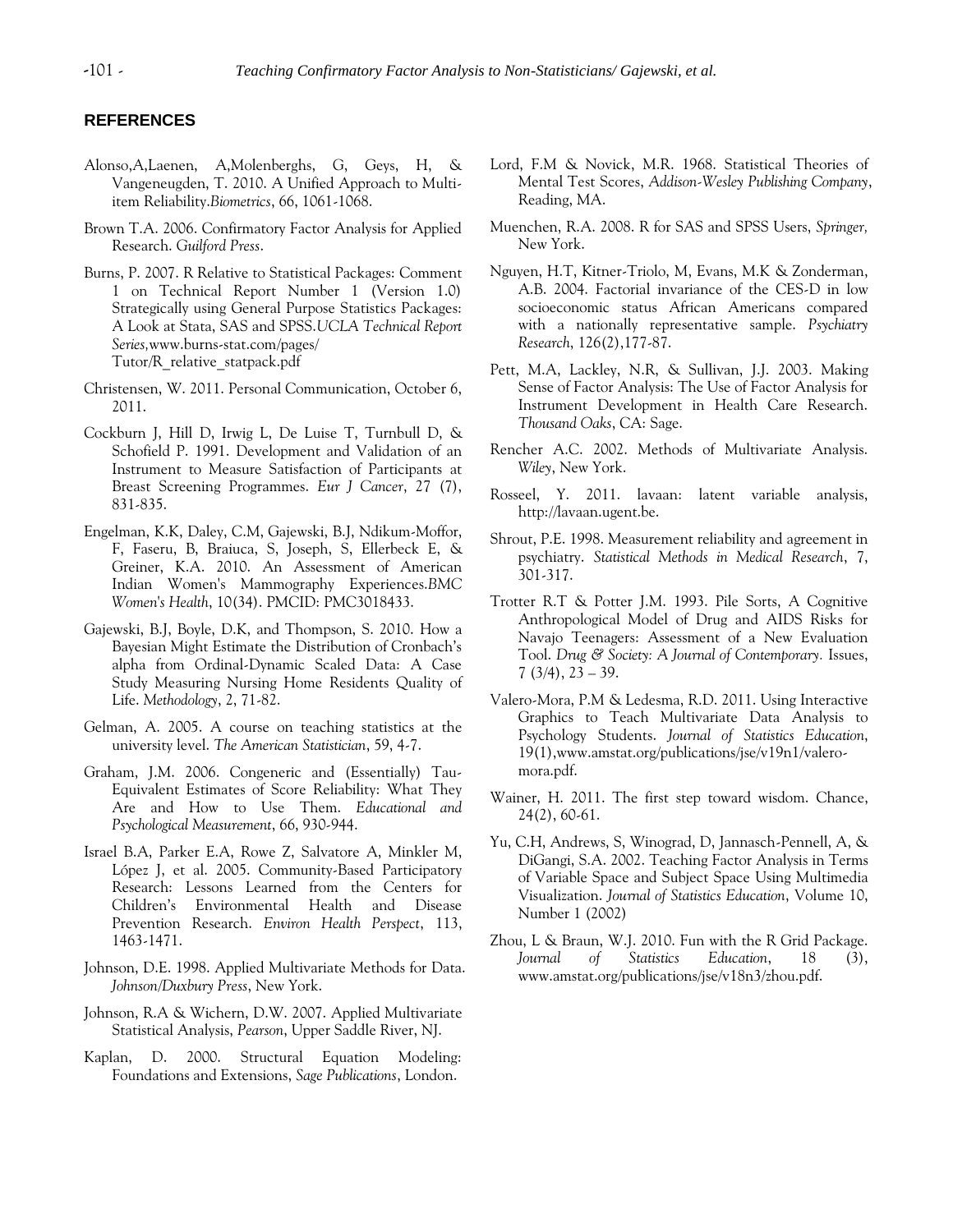## REFERENCES

Alonso,A,Laenen, A,Molenberghs, G, Geys, H, & Vangeneugden, T. 2010. A Unified Approach to Multi-item Reliability.*Biometrics*, 66, 1061-1068.

Brown T.A. 2006. Confirmatory Factor Analysis for Applied Research. *Guilford Press*.

Burns, P. 2007. R Relative to Statistical Packages: Comment 1 on Technical Report Number 1 (Version 1.0) Strategically using General Purpose Statistics Packages: A Look at Stata, SAS and SPSS.*UCLA Technical Report Series,*www.burns-stat.com/pages/ Tutor/R_relative_statpack.pdf

Christensen, W. 2011. Personal Communication, October 6, 2011.

Cockburn J, Hill D, Irwig L, De Luise T, Turnbull D, & Schofield P. 1991. Development and Validation of an Instrument to Measure Satisfaction of Participants at Breast Screening Programmes. *Eur J Cancer*, 27 (7), 831-835.

Engelman, K.K, Daley, C.M, Gajewski, B.J, Ndikum-Moffor, F, Faseru, B, Braiuca, S, Joseph, S, Ellerbeck E, & Greiner, K.A. 2010. An Assessment of American Indian Women's Mammography Experiences.*BMC Women's Health*, 10(34). PMCID: PMC3018433.

Gajewski, B.J, Boyle, D.K, and Thompson, S. 2010. How a Bayesian Might Estimate the Distribution of Cronbach's alpha from Ordinal-Dynamic Scaled Data: A Case Study Measuring Nursing Home Residents Quality of Life. *Methodology*, 2, 71-82.

Gelman, A. 2005. A course on teaching statistics at the university level. *The American Statistician*, 59, 4-7.

Graham, J.M. 2006. Congeneric and (Essentially) Tau-Equivalent Estimates of Score Reliability: What They Are and How to Use Them. *Educational and Psychological Measurement*, 66, 930-944.

Israel B.A, Parker E.A, Rowe Z, Salvatore A, Minkler M, López J, et al. 2005. Community-Based Participatory Research: Lessons Learned from the Centers for Children's Environmental Health and Disease Prevention Research. *Environ Health Perspect*, 113, 1463-1471.

Johnson, D.E. 1998. Applied Multivariate Methods for Data. *Johnson/Duxbury Press*, New York.

Johnson, R.A & Wichern, D.W. 2007. Applied Multivariate Statistical Analysis, *Pearson*, Upper Saddle River, NJ.

Kaplan, D. 2000. Structural Equation Modeling: Foundations and Extensions, *Sage Publications*, London.

Lord, F.M & Novick, M.R. 1968. Statistical Theories of Mental Test Scores, *Addison-Wesley Publishing Company*, Reading, MA.

Muenchen, R.A. 2008. R for SAS and SPSS Users, *Springer,* New York.

Nguyen, H.T, Kitner-Triolo, M, Evans, M.K & Zonderman, A.B. 2004. Factorial invariance of the CES-D in low socioeconomic status African Americans compared with a nationally representative sample. *Psychiatry Research*, 126(2),177-87.

Pett, M.A, Lackley, N.R, & Sullivan, J.J. 2003. Making Sense of Factor Analysis: The Use of Factor Analysis for Instrument Development in Health Care Research. *Thousand Oaks*, CA: Sage.

Rencher A.C. 2002. Methods of Multivariate Analysis. *Wiley*, New York.

Rosseel, Y. 2011. lavaan: latent variable analysis, http://lavaan.ugent.be.

Shrout, P.E. 1998. Measurement reliability and agreement in psychiatry. *Statistical Methods in Medical Research*, 7, 301-317.

Trotter R.T & Potter J.M. 1993. Pile Sorts, A Cognitive Anthropological Model of Drug and AIDS Risks for Navajo Teenagers: Assessment of a New Evaluation Tool. *Drug & Society: A Journal of Contemporary.* Issues, 7 (3/4), 23 – 39.

Valero-Mora, P.M & Ledesma, R.D. 2011. Using Interactive Graphics to Teach Multivariate Data Analysis to Psychology Students. *Journal of Statistics Education*, 19(1),www.amstat.org/publications/jse/v19n1/valero-mora.pdf.

Wainer, H. 2011. The first step toward wisdom. Chance, 24(2), 60-61.

Yu, C.H, Andrews, S, Winograd, D, Jannasch-Pennell, A, & DiGangi, S.A. 2002. Teaching Factor Analysis in Terms of Variable Space and Subject Space Using Multimedia Visualization. *Journal of Statistics Education*, Volume 10, Number 1 (2002)

Zhou, L & Braun, W.J. 2010. Fun with the R Grid Package. *Journal of Statistics Education*, 18 (3), www.amstat.org/publications/jse/v18n3/zhou.pdf.